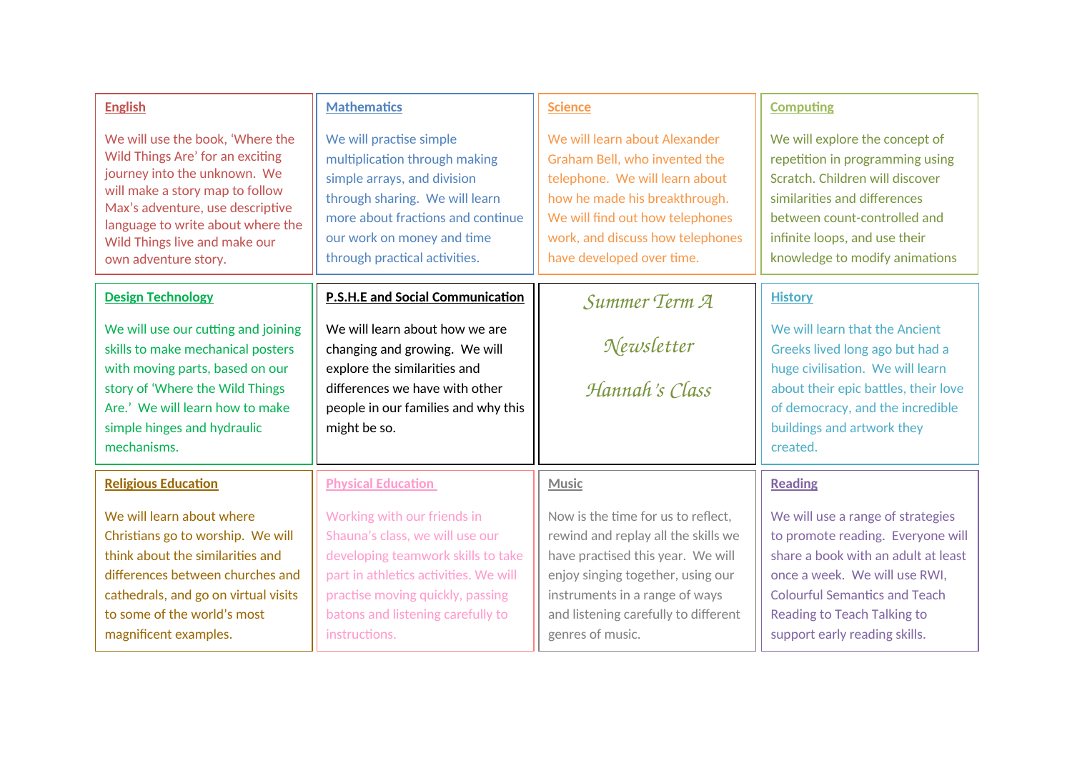# Summer Term A

# Newsletter

# Hannah's Class

## English

We will use the book, 'Where the Wild Things Are' for an exciting journey into the unknown. We will make a story map to follow Max's adventure, use descriptive language to write about where the Wild Things live and make our own adventure story.

## Mathematics

We will practise simple multiplication through making simple arrays, and division through sharing. We will learn more about fractions and continue our work on money and time through practical activities.

## Science

We will learn about Alexander Graham Bell, who invented the telephone. We will learn about how he made his breakthrough. We will find out how telephones work, and discuss how telephones have developed over time.

## Computing

We will explore the concept of repetition in programming using Scratch. Children will discover similarities and differences between count-controlled and infinite loops, and use their knowledge to modify animations

## Design Technology

We will use our cutting and joining skills to make mechanical posters with moving parts, based on our story of 'Where the Wild Things Are.' We will learn how to make simple hinges and hydraulic mechanisms.

## P.S.H.E and Social Communication

We will learn about how we are changing and growing. We will explore the similarities and differences we have with other people in our families and why this might be so.

## History

We will learn that the Ancient Greeks lived long ago but had a huge civilisation. We will learn about their epic battles, their love of democracy, and the incredible buildings and artwork they created.

## Religious Education

We will learn about where Christians go to worship. We will think about the similarities and differences between churches and cathedrals, and go on virtual visits to some of the world's most magnificent examples.

## Physical Education

Working with our friends in Shauna's class, we will use our developing teamwork skills to take part in athletics activities. We will practise moving quickly, passing batons and listening carefully to instructions.

## Music

Now is the time for us to reflect, rewind and replay all the skills we have practised this year. We will enjoy singing together, using our instruments in a range of ways and listening carefully to different genres of music.

## Reading

We will use a range of strategies to promote reading. Everyone will share a book with an adult at least once a week. We will use RWI, Colourful Semantics and Teach Reading to Teach Talking to support early reading skills.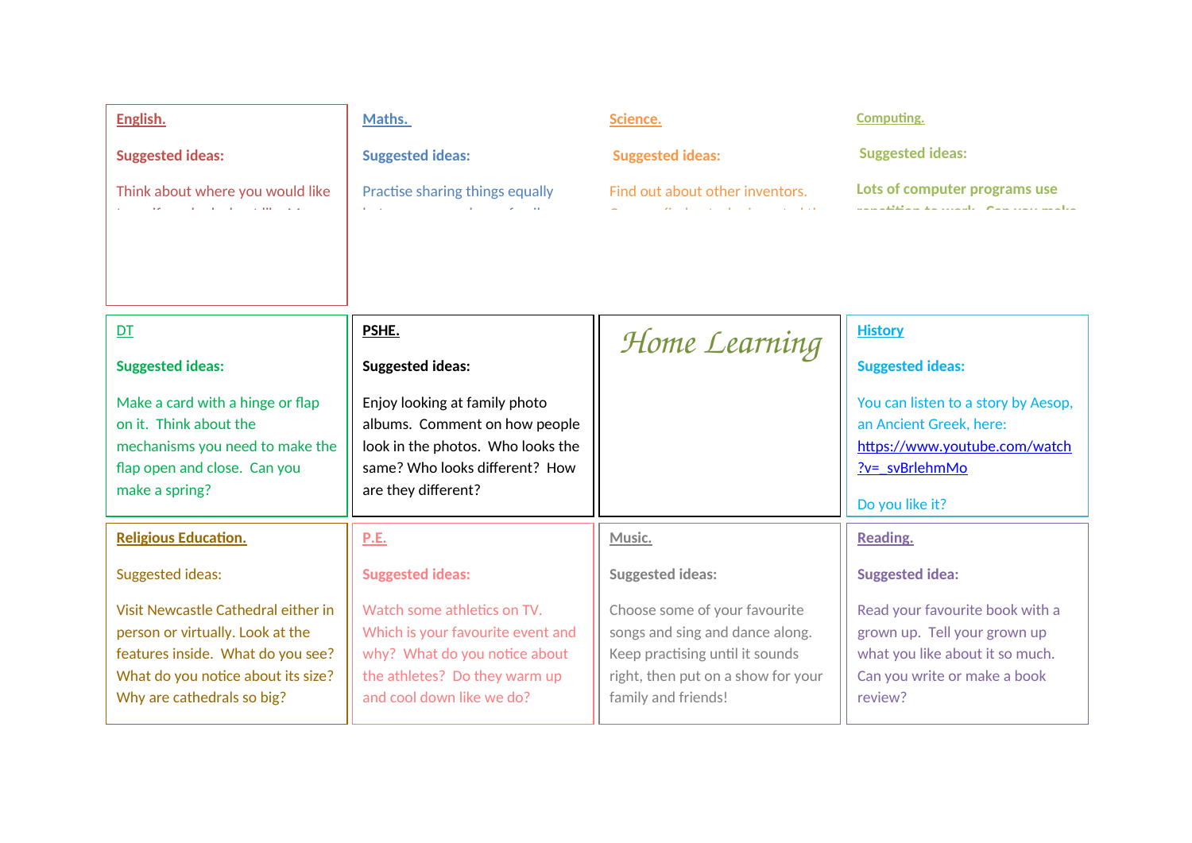## English.

**Suggested ideas:**

Think about where you would like

## Maths.

**Suggested ideas:**

Practise sharing things equally

## Science.

**Suggested ideas:**

Find out about other inventors.

## Computing.

**Suggested ideas:**

Lots of computer programs use

## DT

**Suggested ideas:**

Make a card with a hinge or flap on it. Think about the mechanisms you need to make the flap open and close. Can you make a spring?

## PSHE.

**Suggested ideas:**

Enjoy looking at family photo albums. Comment on how people look in the photos. Who looks the same? Who looks different? How are they different?

# *Home Learning*

## History

**Suggested ideas:**

You can listen to a story by Aesop, an Ancient Greek, here: https://www.youtube.com/watch?v=_svBrlehmMo

Do you like it?

## Religious Education.

Suggested ideas:

Visit Newcastle Cathedral either in person or virtually. Look at the features inside. What do you see? What do you notice about its size? Why are cathedrals so big?

## P.E.

**Suggested ideas:**

Watch some athletics on TV. Which is your favourite event and why? What do you notice about the athletes? Do they warm up and cool down like we do?

## Music.

**Suggested ideas:**

Choose some of your favourite songs and sing and dance along. Keep practising until it sounds right, then put on a show for your family and friends!

## Reading.

**Suggested idea:**

Read your favourite book with a grown up. Tell your grown up what you like about it so much. Can you write or make a book review?